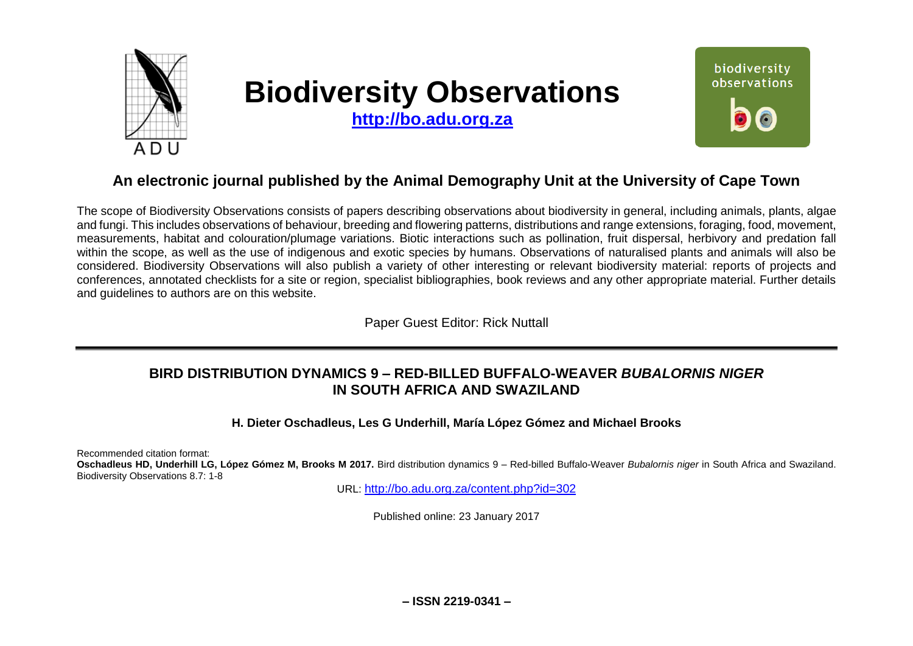# Biodiversity Observations

**http://bo.adu.org.za**

## An electronic journal published by the Animal Demography Unit at the University of Cape Town

The scope of Biodiversity Observations consists of papers describing observations about biodiversity in general, including animals, plants, algae and fungi. This includes observations of behaviour, breeding and flowering patterns, distributions and range extensions, foraging, food, movement, measurements, habitat and colouration/plumage variations. Biotic interactions such as pollination, fruit dispersal, herbivory and predation fall within the scope, as well as the use of indigenous and exotic species by humans. Observations of naturalised plants and animals will also be considered. Biodiversity Observations will also publish a variety of other interesting or relevant biodiversity material: reports of projects and conferences, annotated checklists for a site or region, specialist bibliographies, book reviews and any other appropriate material. Further details and guidelines to authors are on this website.

Paper Guest Editor: Rick Nuttall

---

# BIRD DISTRIBUTION DYNAMICS 9 – RED-BILLED BUFFALO-WEAVER *BUBALORNIS NIGER* IN SOUTH AFRICA AND SWAZILAND

**H. Dieter Oschadleus, Les G Underhill, María López Gómez and Michael Brooks**

Recommended citation format:
**Oschadleus HD, Underhill LG, López Gómez M, Brooks M 2017.** Bird distribution dynamics 9 – Red-billed Buffalo-Weaver *Bubalornis niger* in South Africa and Swaziland. Biodiversity Observations 8.7: 1-8

URL: http://bo.adu.org.za/content.php?id=302

Published online: 23 January 2017

**– ISSN 2219-0341 –**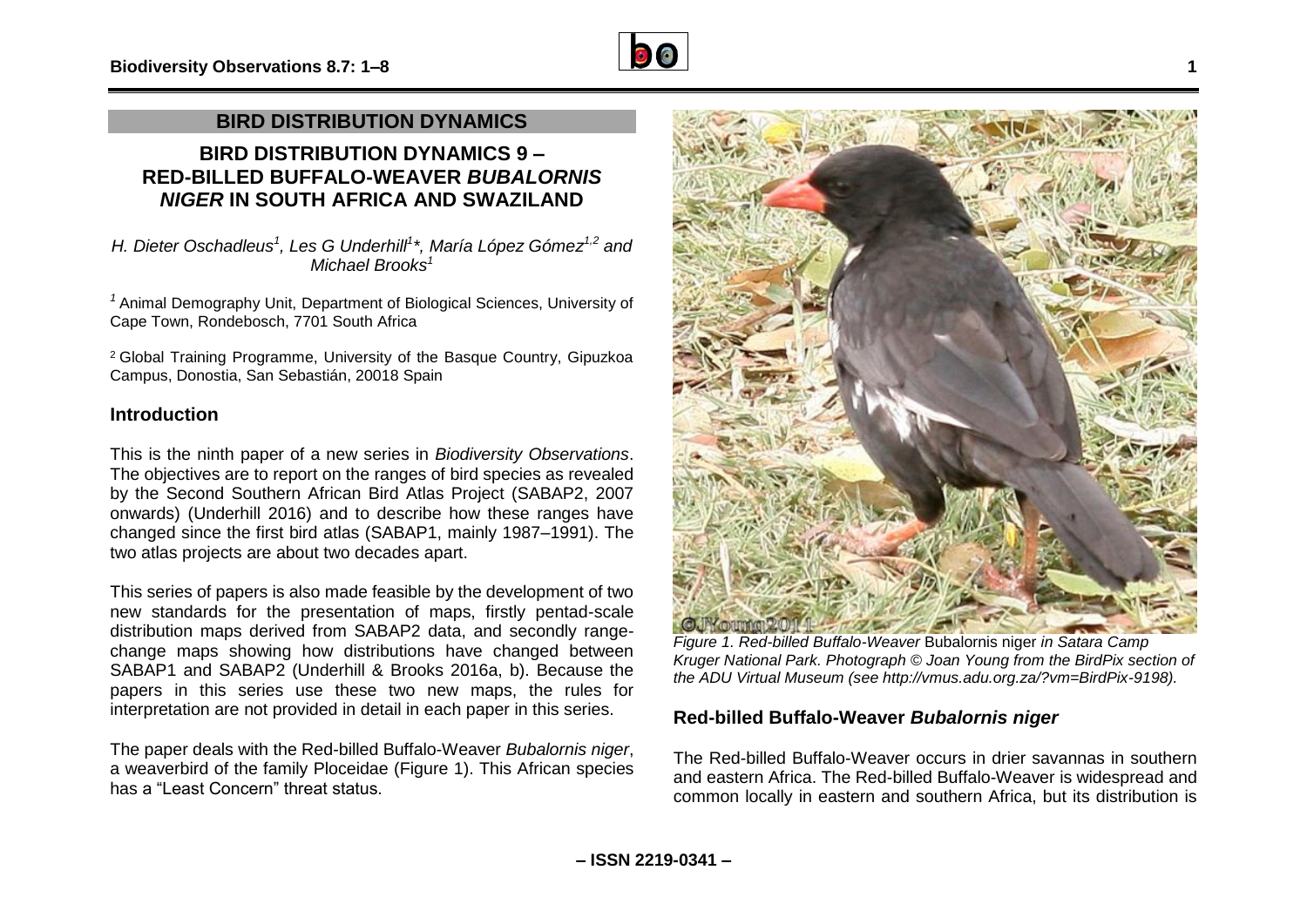## BIRD DISTRIBUTION DYNAMICS

# BIRD DISTRIBUTION DYNAMICS 9 – RED-BILLED BUFFALO-WEAVER *BUBALORNIS NIGER* IN SOUTH AFRICA AND SWAZILAND

*H. Dieter Oschadleus[1], Les G Underhill[1]\*, María López Gómez[1,2] and Michael Brooks[1]*

[1] Animal Demography Unit, Department of Biological Sciences, University of Cape Town, Rondebosch, 7701 South Africa

[2] Global Training Programme, University of the Basque Country, Gipuzkoa Campus, Donostia, San Sebastián, 20018 Spain

### Introduction

This is the ninth paper of a new series in *Biodiversity Observations*. The objectives are to report on the ranges of bird species as revealed by the Second Southern African Bird Atlas Project (SABAP2, 2007 onwards) (Underhill 2016) and to describe how these ranges have changed since the first bird atlas (SABAP1, mainly 1987–1991). The two atlas projects are about two decades apart.

This series of papers is also made feasible by the development of two new standards for the presentation of maps, firstly pentad-scale distribution maps derived from SABAP2 data, and secondly range-change maps showing how distributions have changed between SABAP1 and SABAP2 (Underhill & Brooks 2016a, b). Because the papers in this series use these two new maps, the rules for interpretation are not provided in detail in each paper in this series.

The paper deals with the Red-billed Buffalo-Weaver *Bubalornis niger*, a weaverbird of the family Ploceidae (Figure 1). This African species has a "Least Concern" threat status.

*Figure 1. Red-billed Buffalo-Weaver* Bubalornis niger *in Satara Camp Kruger National Park. Photograph © Joan Young from the BirdPix section of the ADU Virtual Museum (see http://vmus.adu.org.za/?vm=BirdPix-9198).*

### Red-billed Buffalo-Weaver *Bubalornis niger*

The Red-billed Buffalo-Weaver occurs in drier savannas in southern and eastern Africa. The Red-billed Buffalo-Weaver is widespread and common locally in eastern and southern Africa, but its distribution is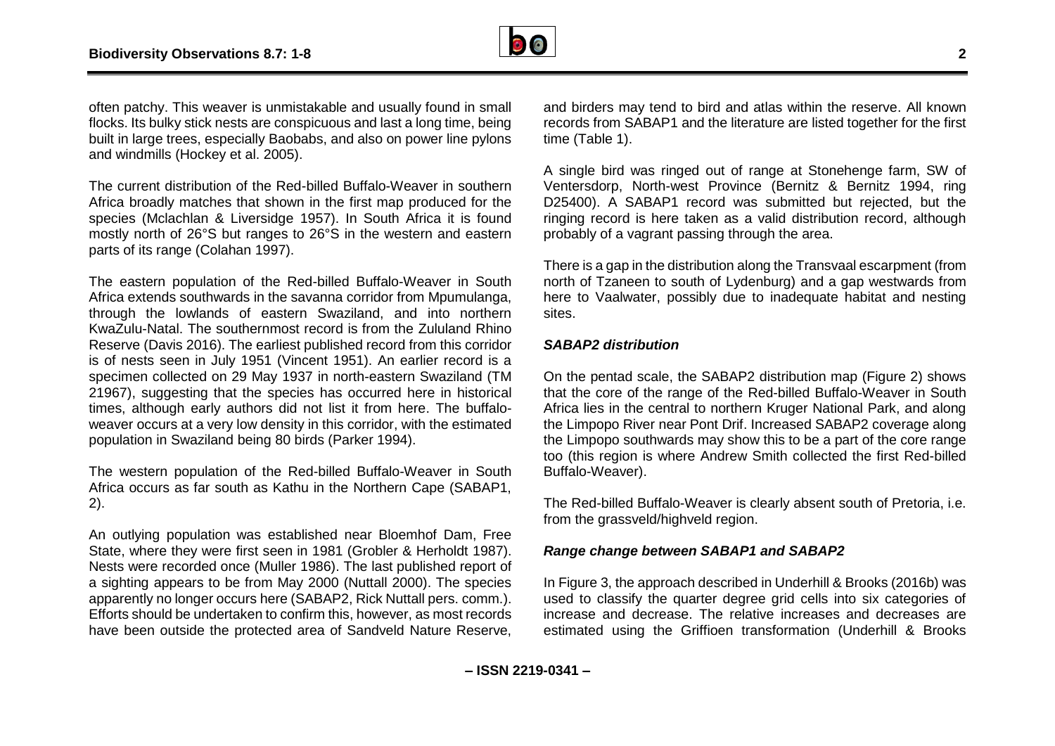often patchy. This weaver is unmistakable and usually found in small flocks. Its bulky stick nests are conspicuous and last a long time, being built in large trees, especially Baobabs, and also on power line pylons and windmills (Hockey et al. 2005).

The current distribution of the Red-billed Buffalo-Weaver in southern Africa broadly matches that shown in the first map produced for the species (Mclachlan & Liversidge 1957). In South Africa it is found mostly north of 26°S but ranges to 26°S in the western and eastern parts of its range (Colahan 1997).

The eastern population of the Red-billed Buffalo-Weaver in South Africa extends southwards in the savanna corridor from Mpumulanga, through the lowlands of eastern Swaziland, and into northern KwaZulu-Natal. The southernmost record is from the Zululand Rhino Reserve (Davis 2016). The earliest published record from this corridor is of nests seen in July 1951 (Vincent 1951). An earlier record is a specimen collected on 29 May 1937 in north-eastern Swaziland (TM 21967), suggesting that the species has occurred here in historical times, although early authors did not list it from here. The buffalo-weaver occurs at a very low density in this corridor, with the estimated population in Swaziland being 80 birds (Parker 1994).

The western population of the Red-billed Buffalo-Weaver in South Africa occurs as far south as Kathu in the Northern Cape (SABAP1, 2).

An outlying population was established near Bloemhof Dam, Free State, where they were first seen in 1981 (Grobler & Herholdt 1987). Nests were recorded once (Muller 1986). The last published report of a sighting appears to be from May 2000 (Nuttall 2000). The species apparently no longer occurs here (SABAP2, Rick Nuttall pers. comm.). Efforts should be undertaken to confirm this, however, as most records have been outside the protected area of Sandveld Nature Reserve, and birders may tend to bird and atlas within the reserve. All known records from SABAP1 and the literature are listed together for the first time (Table 1).

A single bird was ringed out of range at Stonehenge farm, SW of Ventersdorp, North-west Province (Bernitz & Bernitz 1994, ring D25400). A SABAP1 record was submitted but rejected, but the ringing record is here taken as a valid distribution record, although probably of a vagrant passing through the area.

There is a gap in the distribution along the Transvaal escarpment (from north of Tzaneen to south of Lydenburg) and a gap westwards from here to Vaalwater, possibly due to inadequate habitat and nesting sites.

### *SABAP2 distribution*

On the pentad scale, the SABAP2 distribution map (Figure 2) shows that the core of the range of the Red-billed Buffalo-Weaver in South Africa lies in the central to northern Kruger National Park, and along the Limpopo River near Pont Drif. Increased SABAP2 coverage along the Limpopo southwards may show this to be a part of the core range too (this region is where Andrew Smith collected the first Red-billed Buffalo-Weaver).

The Red-billed Buffalo-Weaver is clearly absent south of Pretoria, i.e. from the grassveld/highveld region.

### *Range change between SABAP1 and SABAP2*

In Figure 3, the approach described in Underhill & Brooks (2016b) was used to classify the quarter degree grid cells into six categories of increase and decrease. The relative increases and decreases are estimated using the Griffioen transformation (Underhill & Brooks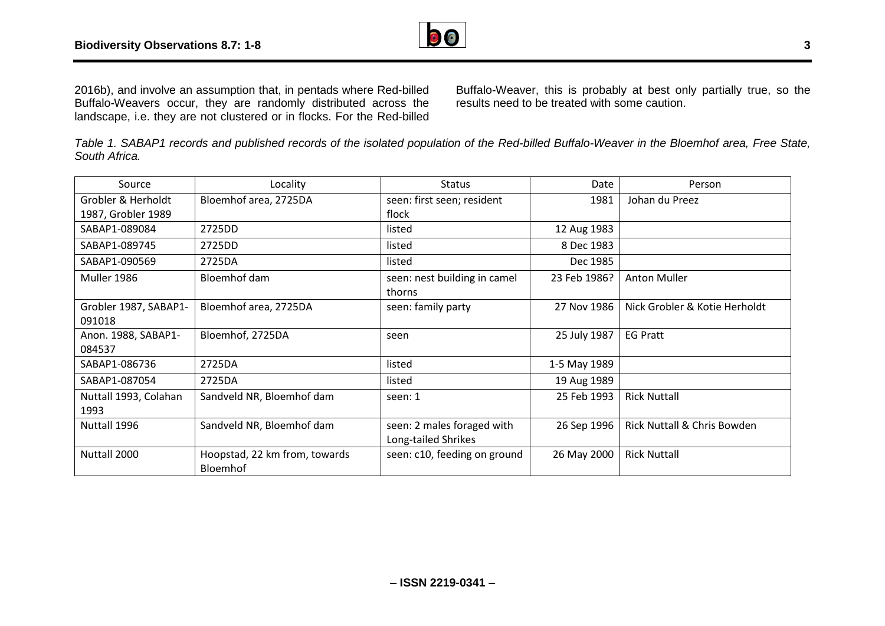2016b), and involve an assumption that, in pentads where Red-billed Buffalo-Weavers occur, they are randomly distributed across the landscape, i.e. they are not clustered or in flocks. For the Red-billed Buffalo-Weaver, this is probably at best only partially true, so the results need to be treated with some caution.

*Table 1. SABAP1 records and published records of the isolated population of the Red-billed Buffalo-Weaver in the Bloemhof area, Free State, South Africa.*

| Source | Locality | Status | Date | Person |
|---|---|---|---|---|
| Grobler & Herholdt 1987, Grobler 1989 | Bloemhof area, 2725DA | seen: first seen; resident flock | 1981 | Johan du Preez |
| SABAP1-089084 | 2725DD | listed | 12 Aug 1983 | |
| SABAP1-089745 | 2725DD | listed | 8 Dec 1983 | |
| SABAP1-090569 | 2725DA | listed | Dec 1985 | |
| Muller 1986 | Bloemhof dam | seen: nest building in camel thorns | 23 Feb 1986? | Anton Muller |
| Grobler 1987, SABAP1-091018 | Bloemhof area, 2725DA | seen: family party | 27 Nov 1986 | Nick Grobler & Kotie Herholdt |
| Anon. 1988, SABAP1-084537 | Bloemhof, 2725DA | seen | 25 July 1987 | EG Pratt |
| SABAP1-086736 | 2725DA | listed | 1-5 May 1989 | |
| SABAP1-087054 | 2725DA | listed | 19 Aug 1989 | |
| Nuttall 1993, Colahan 1993 | Sandveld NR, Bloemhof dam | seen: 1 | 25 Feb 1993 | Rick Nuttall |
| Nuttall 1996 | Sandveld NR, Bloemhof dam | seen: 2 males foraged with Long-tailed Shrikes | 26 Sep 1996 | Rick Nuttall & Chris Bowden |
| Nuttall 2000 | Hoopstad, 22 km from, towards Bloemhof | seen: c10, feeding on ground | 26 May 2000 | Rick Nuttall |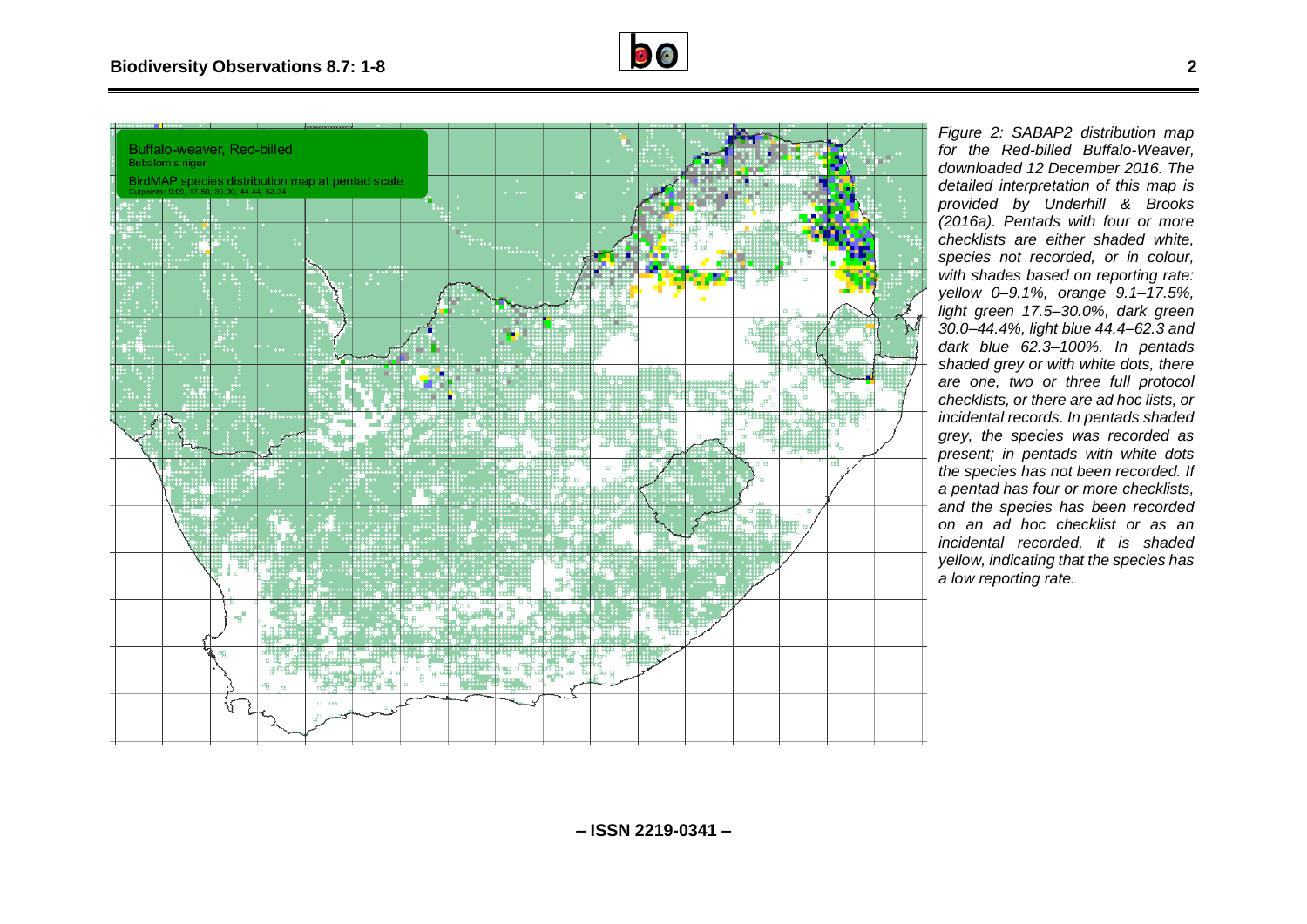*Figure 2: SABAP2 distribution map for the Red-billed Buffalo-Weaver, downloaded 12 December 2016. The detailed interpretation of this map is provided by Underhill & Brooks (2016a). Pentads with four or more checklists are either shaded white, species not recorded, or in colour, with shades based on reporting rate: yellow 0–9.1%, orange 9.1–17.5%, light green 17.5–30.0%, dark green 30.0–44.4%, light blue 44.4–62.3 and dark blue 62.3–100%. In pentads shaded grey or with white dots, there are one, two or three full protocol checklists, or there are ad hoc lists, or incidental records. In pentads shaded grey, the species was recorded as present; in pentads with white dots the species has not been recorded. If a pentad has four or more checklists, and the species has been recorded on an ad hoc checklist or as an incidental recorded, it is shaded yellow, indicating that the species has a low reporting rate.*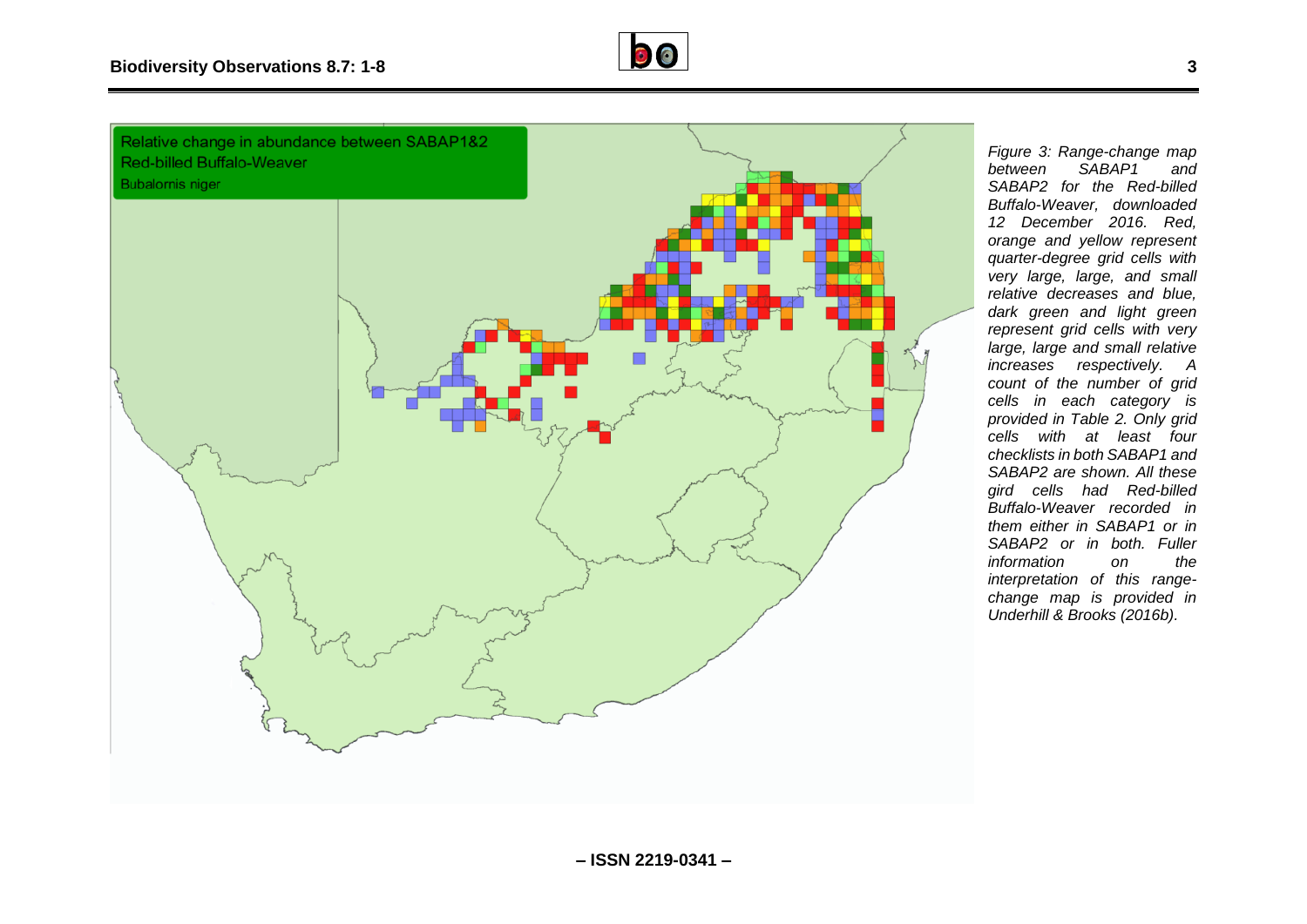*Figure 3: Range-change map between SABAP1 and SABAP2 for the Red-billed Buffalo-Weaver, downloaded 12 December 2016. Red, orange and yellow represent quarter-degree grid cells with very large, large, and small relative decreases and blue, dark green and light green represent grid cells with very large, large and small relative increases respectively. A count of the number of grid cells in each category is provided in Table 2. Only grid cells with at least four checklists in both SABAP1 and SABAP2 are shown. All these gird cells had Red-billed Buffalo-Weaver recorded in them either in SABAP1 or in SABAP2 or in both. Fuller information on the interpretation of this range-change map is provided in Underhill & Brooks (2016b).*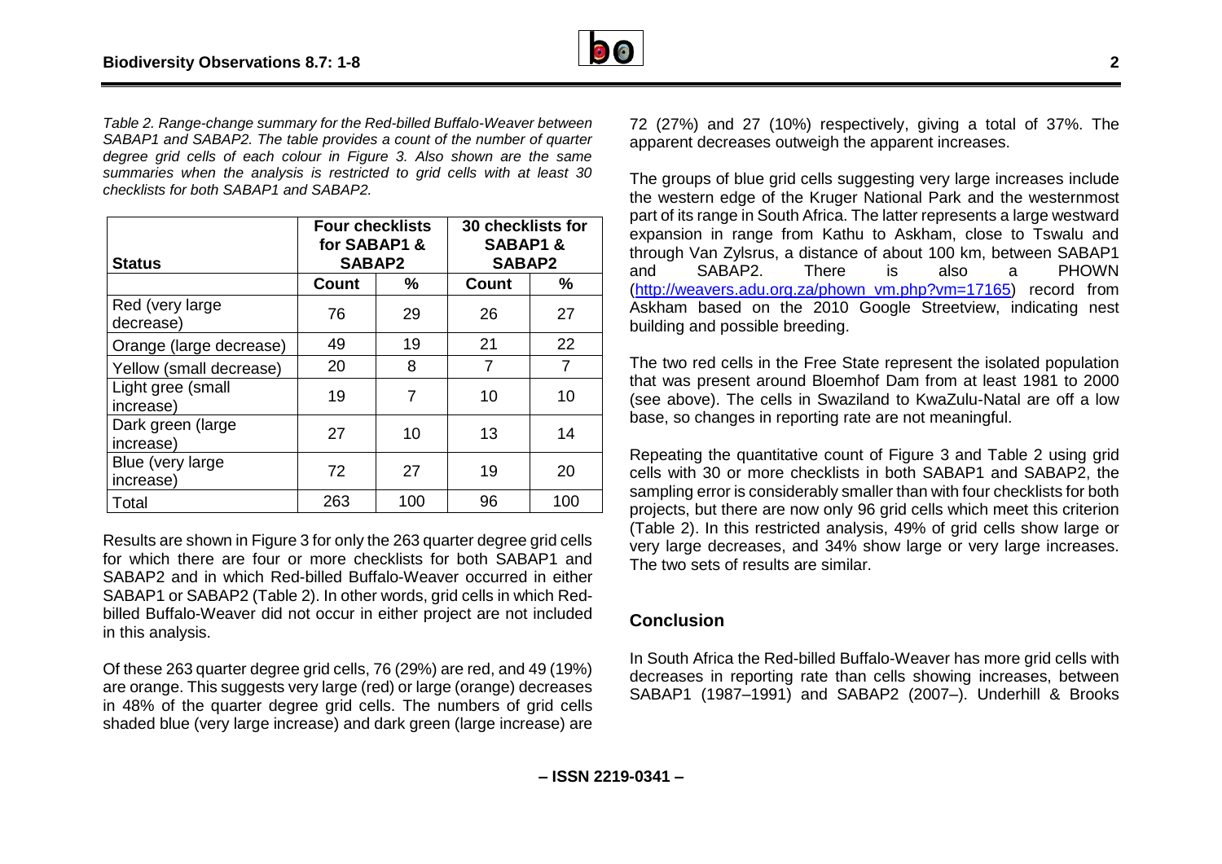*Table 2. Range-change summary for the Red-billed Buffalo-Weaver between SABAP1 and SABAP2. The table provides a count of the number of quarter degree grid cells of each colour in Figure 3. Also shown are the same summaries when the analysis is restricted to grid cells with at least 30 checklists for both SABAP1 and SABAP2.*

| Status | Four checklists for SABAP1 & SABAP2 | | 30 checklists for SABAP1 & SABAP2 | |
|---|---|---|---|---|
| | Count | % | Count | % |
| Red (very large decrease) | 76 | 29 | 26 | 27 |
| Orange (large decrease) | 49 | 19 | 21 | 22 |
| Yellow (small decrease) | 20 | 8 | 7 | 7 |
| Light gree (small increase) | 19 | 7 | 10 | 10 |
| Dark green (large increase) | 27 | 10 | 13 | 14 |
| Blue (very large increase) | 72 | 27 | 19 | 20 |
| Total | 263 | 100 | 96 | 100 |

Results are shown in Figure 3 for only the 263 quarter degree grid cells for which there are four or more checklists for both SABAP1 and SABAP2 and in which Red-billed Buffalo-Weaver occurred in either SABAP1 or SABAP2 (Table 2). In other words, grid cells in which Red-billed Buffalo-Weaver did not occur in either project are not included in this analysis.

Of these 263 quarter degree grid cells, 76 (29%) are red, and 49 (19%) are orange. This suggests very large (red) or large (orange) decreases in 48% of the quarter degree grid cells. The numbers of grid cells shaded blue (very large increase) and dark green (large increase) are 72 (27%) and 27 (10%) respectively, giving a total of 37%. The apparent decreases outweigh the apparent increases.

The groups of blue grid cells suggesting very large increases include the western edge of the Kruger National Park and the westernmost part of its range in South Africa. The latter represents a large westward expansion in range from Kathu to Askham, close to Tswalu and through Van Zylsrus, a distance of about 100 km, between SABAP1 and SABAP2. There is also a PHOWN (http://weavers.adu.org.za/phown_vm.php?vm=17165) record from Askham based on the 2010 Google Streetview, indicating nest building and possible breeding.

The two red cells in the Free State represent the isolated population that was present around Bloemhof Dam from at least 1981 to 2000 (see above). The cells in Swaziland to KwaZulu-Natal are off a low base, so changes in reporting rate are not meaningful.

Repeating the quantitative count of Figure 3 and Table 2 using grid cells with 30 or more checklists in both SABAP1 and SABAP2, the sampling error is considerably smaller than with four checklists for both projects, but there are now only 96 grid cells which meet this criterion (Table 2). In this restricted analysis, 49% of grid cells show large or very large decreases, and 34% show large or very large increases. The two sets of results are similar.

## Conclusion

In South Africa the Red-billed Buffalo-Weaver has more grid cells with decreases in reporting rate than cells showing increases, between SABAP1 (1987–1991) and SABAP2 (2007–). Underhill & Brooks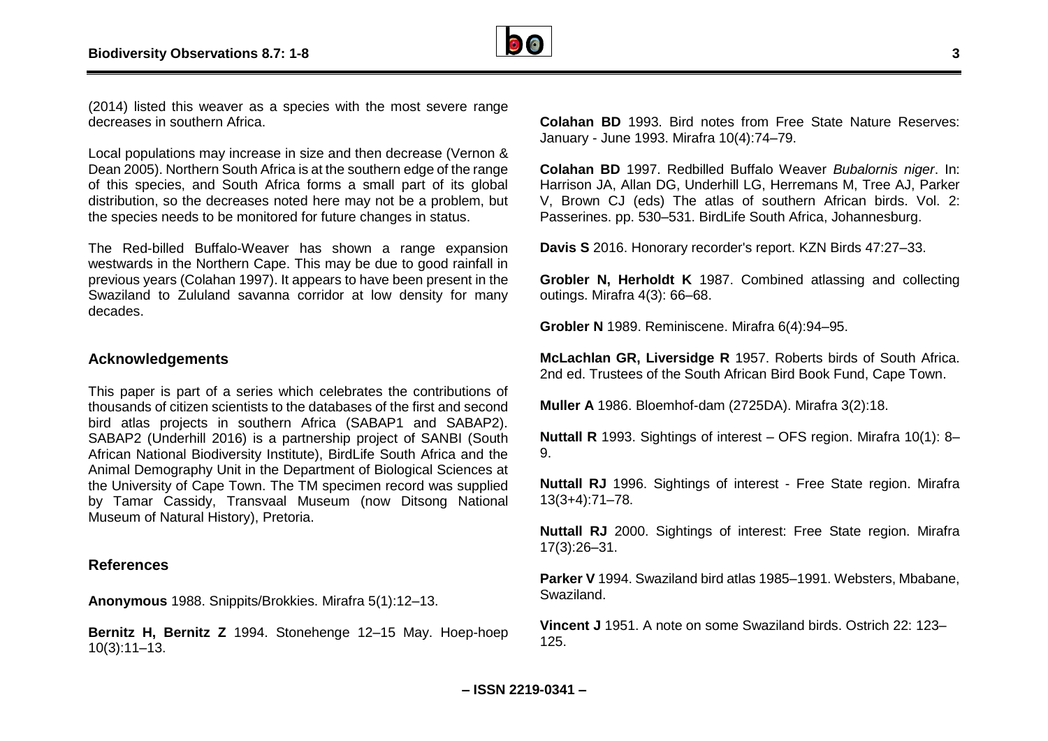(2014) listed this weaver as a species with the most severe range decreases in southern Africa.

Local populations may increase in size and then decrease (Vernon & Dean 2005). Northern South Africa is at the southern edge of the range of this species, and South Africa forms a small part of its global distribution, so the decreases noted here may not be a problem, but the species needs to be monitored for future changes in status.

The Red-billed Buffalo-Weaver has shown a range expansion westwards in the Northern Cape. This may be due to good rainfall in previous years (Colahan 1997). It appears to have been present in the Swaziland to Zululand savanna corridor at low density for many decades.

## Acknowledgements

This paper is part of a series which celebrates the contributions of thousands of citizen scientists to the databases of the first and second bird atlas projects in southern Africa (SABAP1 and SABAP2). SABAP2 (Underhill 2016) is a partnership project of SANBI (South African National Biodiversity Institute), BirdLife South Africa and the Animal Demography Unit in the Department of Biological Sciences at the University of Cape Town. The TM specimen record was supplied by Tamar Cassidy, Transvaal Museum (now Ditsong National Museum of Natural History), Pretoria.

## References

**Anonymous** 1988. Snippits/Brokkies. Mirafra 5(1):12–13.

**Bernitz H, Bernitz Z** 1994. Stonehenge 12–15 May. Hoep-hoep 10(3):11–13.

**Colahan BD** 1993. Bird notes from Free State Nature Reserves: January - June 1993. Mirafra 10(4):74–79.

**Colahan BD** 1997. Redbilled Buffalo Weaver *Bubalornis niger*. In: Harrison JA, Allan DG, Underhill LG, Herremans M, Tree AJ, Parker V, Brown CJ (eds) The atlas of southern African birds. Vol. 2: Passerines. pp. 530–531. BirdLife South Africa, Johannesburg.

**Davis S** 2016. Honorary recorder's report. KZN Birds 47:27–33.

**Grobler N, Herholdt K** 1987. Combined atlassing and collecting outings. Mirafra 4(3): 66–68.

**Grobler N** 1989. Reminiscene. Mirafra 6(4):94–95.

**McLachlan GR, Liversidge R** 1957. Roberts birds of South Africa. 2nd ed. Trustees of the South African Bird Book Fund, Cape Town.

**Muller A** 1986. Bloemhof-dam (2725DA). Mirafra 3(2):18.

**Nuttall R** 1993. Sightings of interest – OFS region. Mirafra 10(1): 8–9.

**Nuttall RJ** 1996. Sightings of interest - Free State region. Mirafra 13(3+4):71–78.

**Nuttall RJ** 2000. Sightings of interest: Free State region. Mirafra 17(3):26–31.

**Parker V** 1994. Swaziland bird atlas 1985–1991. Websters, Mbabane, Swaziland.

**Vincent J** 1951. A note on some Swaziland birds. Ostrich 22: 123–125.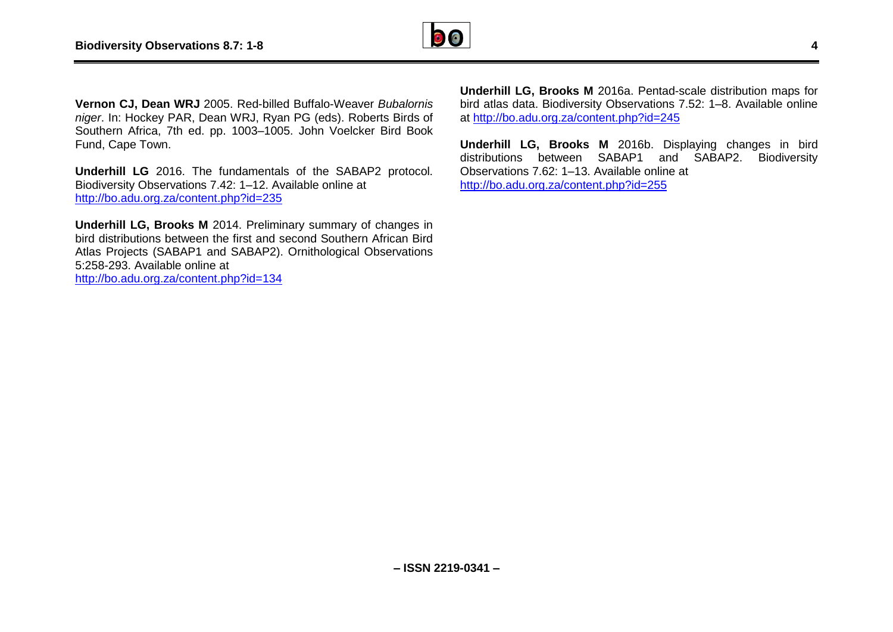**Vernon CJ, Dean WRJ** 2005. Red-billed Buffalo-Weaver *Bubalornis niger*. In: Hockey PAR, Dean WRJ, Ryan PG (eds). Roberts Birds of Southern Africa, 7th ed. pp. 1003–1005. John Voelcker Bird Book Fund, Cape Town.

**Underhill LG** 2016. The fundamentals of the SABAP2 protocol. Biodiversity Observations 7.42: 1–12. Available online at http://bo.adu.org.za/content.php?id=235

**Underhill LG, Brooks M** 2014. Preliminary summary of changes in bird distributions between the first and second Southern African Bird Atlas Projects (SABAP1 and SABAP2). Ornithological Observations 5:258-293. Available online at http://bo.adu.org.za/content.php?id=134

**Underhill LG, Brooks M** 2016a. Pentad-scale distribution maps for bird atlas data. Biodiversity Observations 7.52: 1–8. Available online at http://bo.adu.org.za/content.php?id=245

**Underhill LG, Brooks M** 2016b. Displaying changes in bird distributions between SABAP1 and SABAP2. Biodiversity Observations 7.62: 1–13. Available online at http://bo.adu.org.za/content.php?id=255